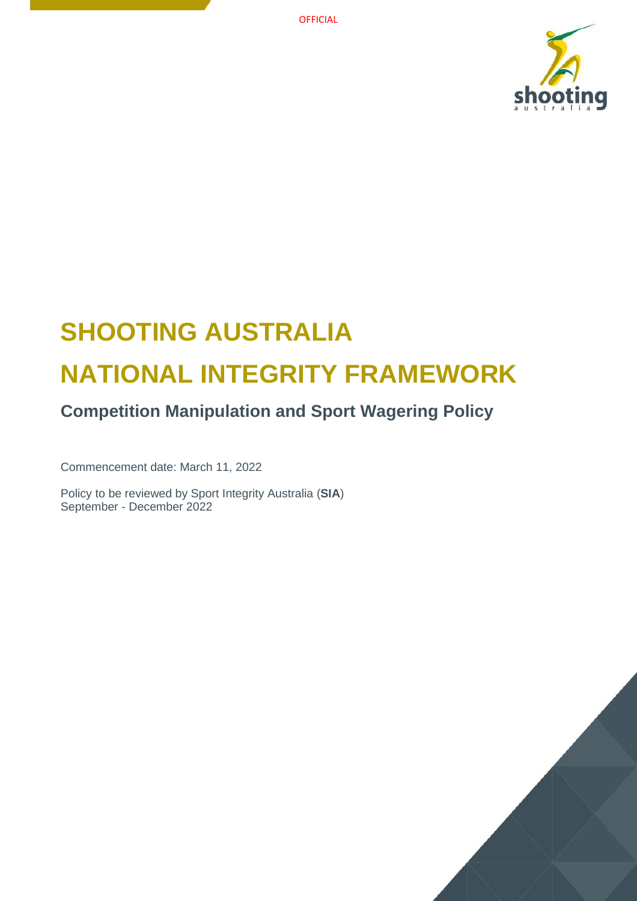# SHOOTING AUSTRALIA

# NATIONAL INTEGRITY FRAMEWORK

## Competition Manipulation and Sport Wagering Policy

Commencement date: March 11, 2022

Policy to be reviewed by Sport Integrity Australia (**SIA**)
September - December 2022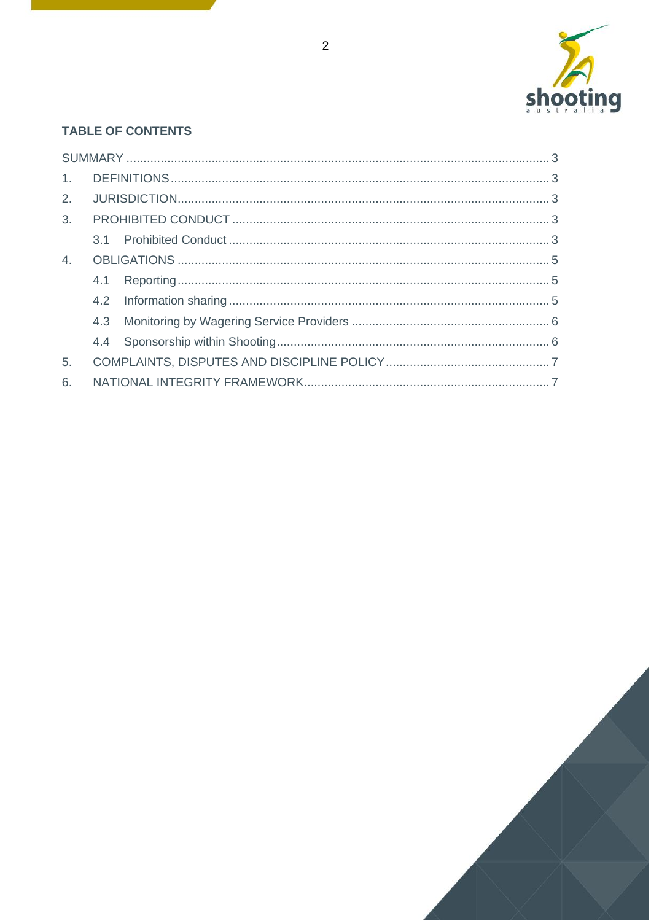## TABLE OF CONTENTS

SUMMARY ..... 3

1. DEFINITIONS ..... 3
2. JURISDICTION ..... 3
3. PROHIBITED CONDUCT ..... 3
   - 3.1 Prohibited Conduct ..... 3
4. OBLIGATIONS ..... 5
   - 4.1 Reporting ..... 5
   - 4.2 Information sharing ..... 5
   - 4.3 Monitoring by Wagering Service Providers ..... 6
   - 4.4 Sponsorship within Shooting ..... 6
5. COMPLAINTS, DISPUTES AND DISCIPLINE POLICY ..... 7
6. NATIONAL INTEGRITY FRAMEWORK ..... 7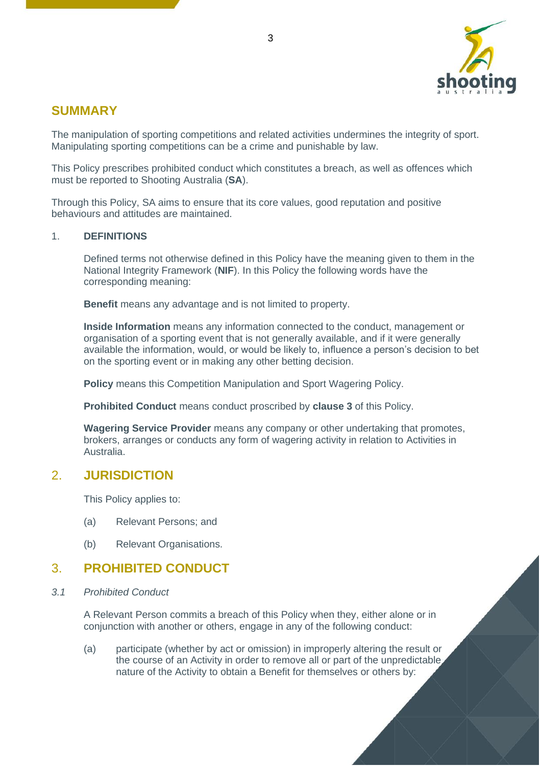## SUMMARY

The manipulation of sporting competitions and related activities undermines the integrity of sport. Manipulating sporting competitions can be a crime and punishable by law.

This Policy prescribes prohibited conduct which constitutes a breach, as well as offences which must be reported to Shooting Australia (**SA**).

Through this Policy, SA aims to ensure that its core values, good reputation and positive behaviours and attitudes are maintained.

1. **DEFINITIONS**

Defined terms not otherwise defined in this Policy have the meaning given to them in the National Integrity Framework (**NIF**). In this Policy the following words have the corresponding meaning:

**Benefit** means any advantage and is not limited to property.

**Inside Information** means any information connected to the conduct, management or organisation of a sporting event that is not generally available, and if it were generally available the information, would, or would be likely to, influence a person's decision to bet on the sporting event or in making any other betting decision.

**Policy** means this Competition Manipulation and Sport Wagering Policy.

**Prohibited Conduct** means conduct proscribed by **clause 3** of this Policy.

**Wagering Service Provider** means any company or other undertaking that promotes, brokers, arranges or conducts any form of wagering activity in relation to Activities in Australia.

## 2. JURISDICTION

This Policy applies to:

(a) Relevant Persons; and

(b) Relevant Organisations.

## 3. PROHIBITED CONDUCT

*3.1 Prohibited Conduct*

A Relevant Person commits a breach of this Policy when they, either alone or in conjunction with another or others, engage in any of the following conduct:

(a) participate (whether by act or omission) in improperly altering the result or the course of an Activity in order to remove all or part of the unpredictable nature of the Activity to obtain a Benefit for themselves or others by: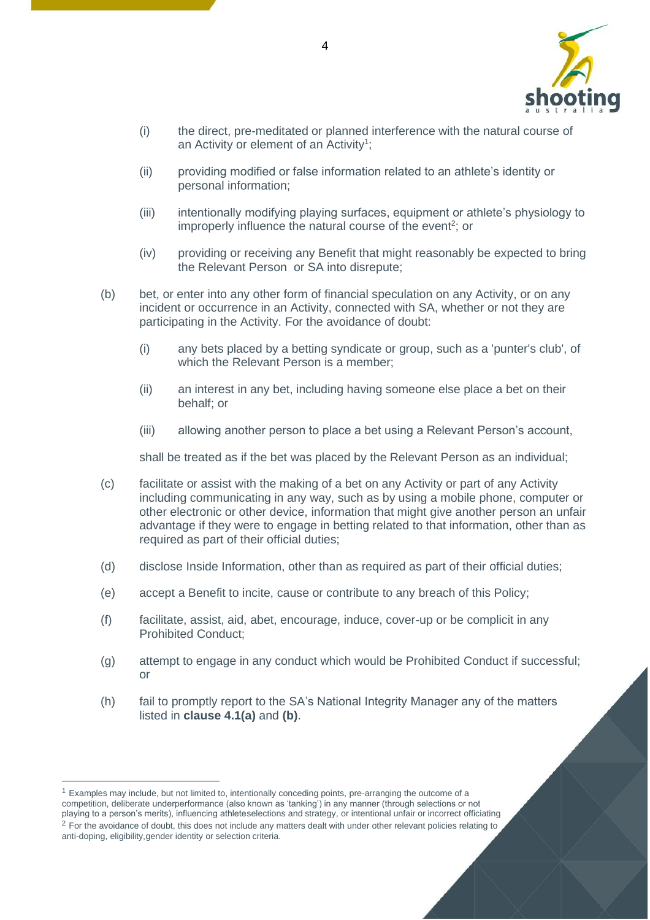(i) the direct, pre-meditated or planned interference with the natural course of an Activity or element of an Activity[1];

(ii) providing modified or false information related to an athlete's identity or personal information;

(iii) intentionally modifying playing surfaces, equipment or athlete's physiology to improperly influence the natural course of the event[2]; or

(iv) providing or receiving any Benefit that might reasonably be expected to bring the Relevant Person or SA into disrepute;

(b) bet, or enter into any other form of financial speculation on any Activity, or on any incident or occurrence in an Activity, connected with SA, whether or not they are participating in the Activity. For the avoidance of doubt:

(i) any bets placed by a betting syndicate or group, such as a 'punter's club', of which the Relevant Person is a member;

(ii) an interest in any bet, including having someone else place a bet on their behalf; or

(iii) allowing another person to place a bet using a Relevant Person's account,

shall be treated as if the bet was placed by the Relevant Person as an individual;

(c) facilitate or assist with the making of a bet on any Activity or part of any Activity including communicating in any way, such as by using a mobile phone, computer or other electronic or other device, information that might give another person an unfair advantage if they were to engage in betting related to that information, other than as required as part of their official duties;

(d) disclose Inside Information, other than as required as part of their official duties;

(e) accept a Benefit to incite, cause or contribute to any breach of this Policy;

(f) facilitate, assist, aid, abet, encourage, induce, cover-up or be complicit in any Prohibited Conduct;

(g) attempt to engage in any conduct which would be Prohibited Conduct if successful; or

(h) fail to promptly report to the SA's National Integrity Manager any of the matters listed in **clause 4.1(a)** and **(b)**.

---

[1] Examples may include, but not limited to, intentionally conceding points, pre-arranging the outcome of a competition, deliberate underperformance (also known as 'tanking') in any manner (through selections or not playing to a person's merits), influencing athleteselections and strategy, or intentional unfair or incorrect officiating

[2] For the avoidance of doubt, this does not include any matters dealt with under other relevant policies relating to anti-doping, eligibility,gender identity or selection criteria.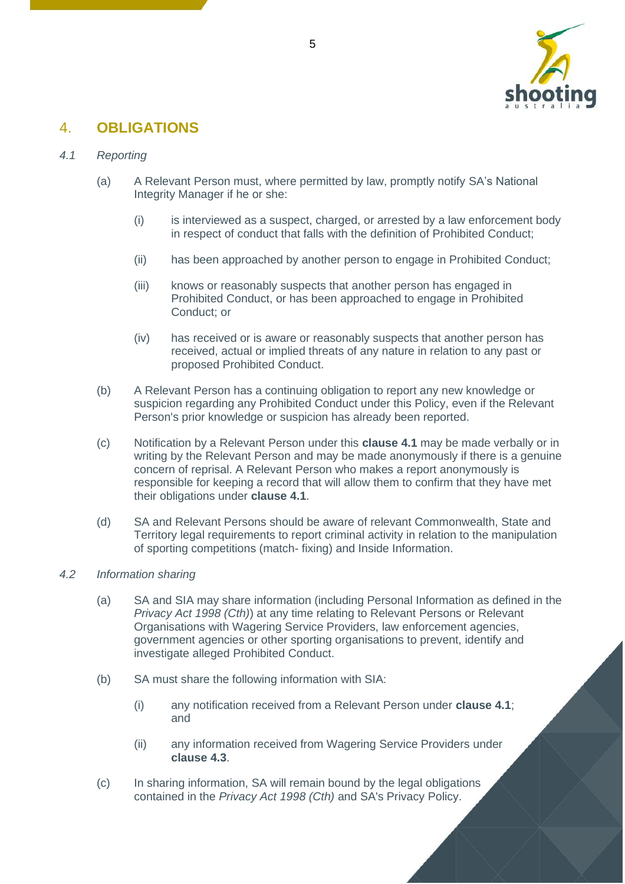## 4. OBLIGATIONS

### *4.1 Reporting*

(a) A Relevant Person must, where permitted by law, promptly notify SA's National Integrity Manager if he or she:

(i) is interviewed as a suspect, charged, or arrested by a law enforcement body in respect of conduct that falls with the definition of Prohibited Conduct;

(ii) has been approached by another person to engage in Prohibited Conduct;

(iii) knows or reasonably suspects that another person has engaged in Prohibited Conduct, or has been approached to engage in Prohibited Conduct; or

(iv) has received or is aware or reasonably suspects that another person has received, actual or implied threats of any nature in relation to any past or proposed Prohibited Conduct.

(b) A Relevant Person has a continuing obligation to report any new knowledge or suspicion regarding any Prohibited Conduct under this Policy, even if the Relevant Person's prior knowledge or suspicion has already been reported.

(c) Notification by a Relevant Person under this **clause 4.1** may be made verbally or in writing by the Relevant Person and may be made anonymously if there is a genuine concern of reprisal. A Relevant Person who makes a report anonymously is responsible for keeping a record that will allow them to confirm that they have met their obligations under **clause 4.1**.

(d) SA and Relevant Persons should be aware of relevant Commonwealth, State and Territory legal requirements to report criminal activity in relation to the manipulation of sporting competitions (match- fixing) and Inside Information.

### *4.2 Information sharing*

(a) SA and SIA may share information (including Personal Information as defined in the *Privacy Act 1998 (Cth)*) at any time relating to Relevant Persons or Relevant Organisations with Wagering Service Providers, law enforcement agencies, government agencies or other sporting organisations to prevent, identify and investigate alleged Prohibited Conduct.

(b) SA must share the following information with SIA:

(i) any notification received from a Relevant Person under **clause 4.1**; and

(ii) any information received from Wagering Service Providers under **clause 4.3**.

(c) In sharing information, SA will remain bound by the legal obligations contained in the *Privacy Act 1998 (Cth)* and SA's Privacy Policy.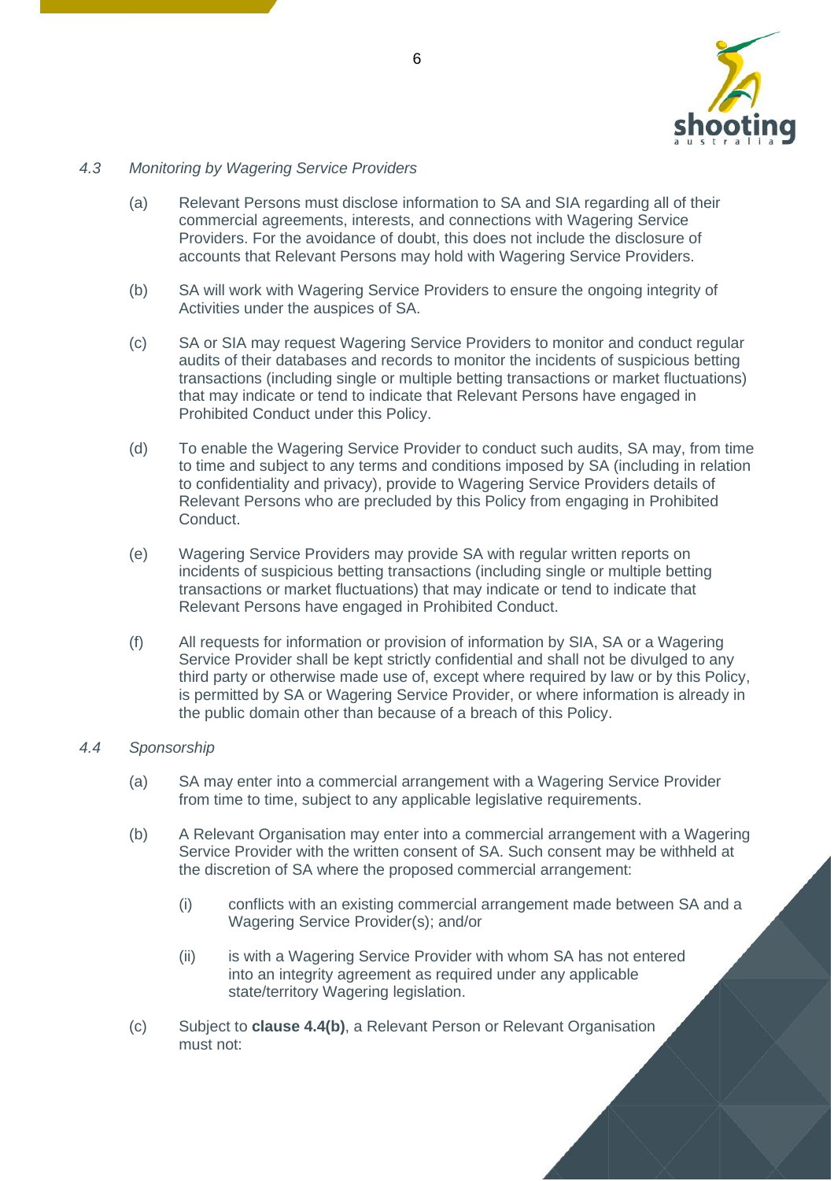*4.3 Monitoring by Wagering Service Providers*

(a) Relevant Persons must disclose information to SA and SIA regarding all of their commercial agreements, interests, and connections with Wagering Service Providers. For the avoidance of doubt, this does not include the disclosure of accounts that Relevant Persons may hold with Wagering Service Providers.

(b) SA will work with Wagering Service Providers to ensure the ongoing integrity of Activities under the auspices of SA.

(c) SA or SIA may request Wagering Service Providers to monitor and conduct regular audits of their databases and records to monitor the incidents of suspicious betting transactions (including single or multiple betting transactions or market fluctuations) that may indicate or tend to indicate that Relevant Persons have engaged in Prohibited Conduct under this Policy.

(d) To enable the Wagering Service Provider to conduct such audits, SA may, from time to time and subject to any terms and conditions imposed by SA (including in relation to confidentiality and privacy), provide to Wagering Service Providers details of Relevant Persons who are precluded by this Policy from engaging in Prohibited Conduct.

(e) Wagering Service Providers may provide SA with regular written reports on incidents of suspicious betting transactions (including single or multiple betting transactions or market fluctuations) that may indicate or tend to indicate that Relevant Persons have engaged in Prohibited Conduct.

(f) All requests for information or provision of information by SIA, SA or a Wagering Service Provider shall be kept strictly confidential and shall not be divulged to any third party or otherwise made use of, except where required by law or by this Policy, is permitted by SA or Wagering Service Provider, or where information is already in the public domain other than because of a breach of this Policy.

*4.4 Sponsorship*

(a) SA may enter into a commercial arrangement with a Wagering Service Provider from time to time, subject to any applicable legislative requirements.

(b) A Relevant Organisation may enter into a commercial arrangement with a Wagering Service Provider with the written consent of SA. Such consent may be withheld at the discretion of SA where the proposed commercial arrangement:

  (i) conflicts with an existing commercial arrangement made between SA and a Wagering Service Provider(s); and/or

  (ii) is with a Wagering Service Provider with whom SA has not entered into an integrity agreement as required under any applicable state/territory Wagering legislation.

(c) Subject to **clause 4.4(b)**, a Relevant Person or Relevant Organisation must not: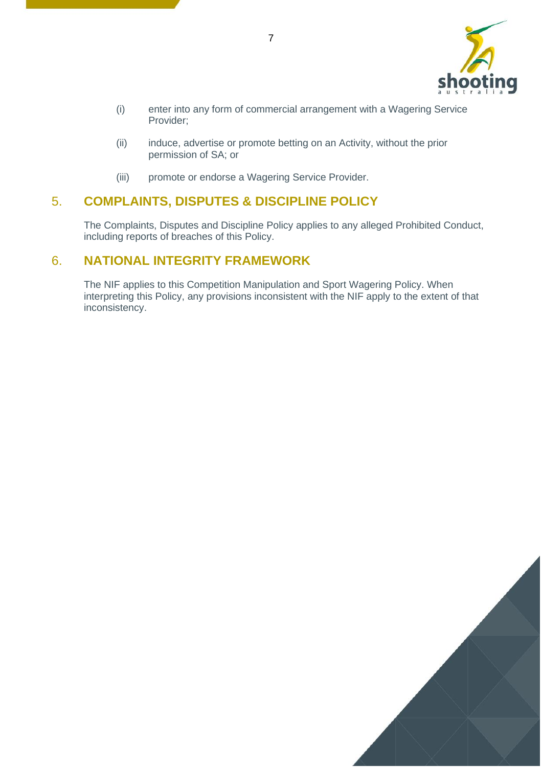(i) enter into any form of commercial arrangement with a Wagering Service Provider;

(ii) induce, advertise or promote betting on an Activity, without the prior permission of SA; or

(iii) promote or endorse a Wagering Service Provider.

## 5. COMPLAINTS, DISPUTES & DISCIPLINE POLICY

The Complaints, Disputes and Discipline Policy applies to any alleged Prohibited Conduct, including reports of breaches of this Policy.

## 6. NATIONAL INTEGRITY FRAMEWORK

The NIF applies to this Competition Manipulation and Sport Wagering Policy. When interpreting this Policy, any provisions inconsistent with the NIF apply to the extent of that inconsistency.